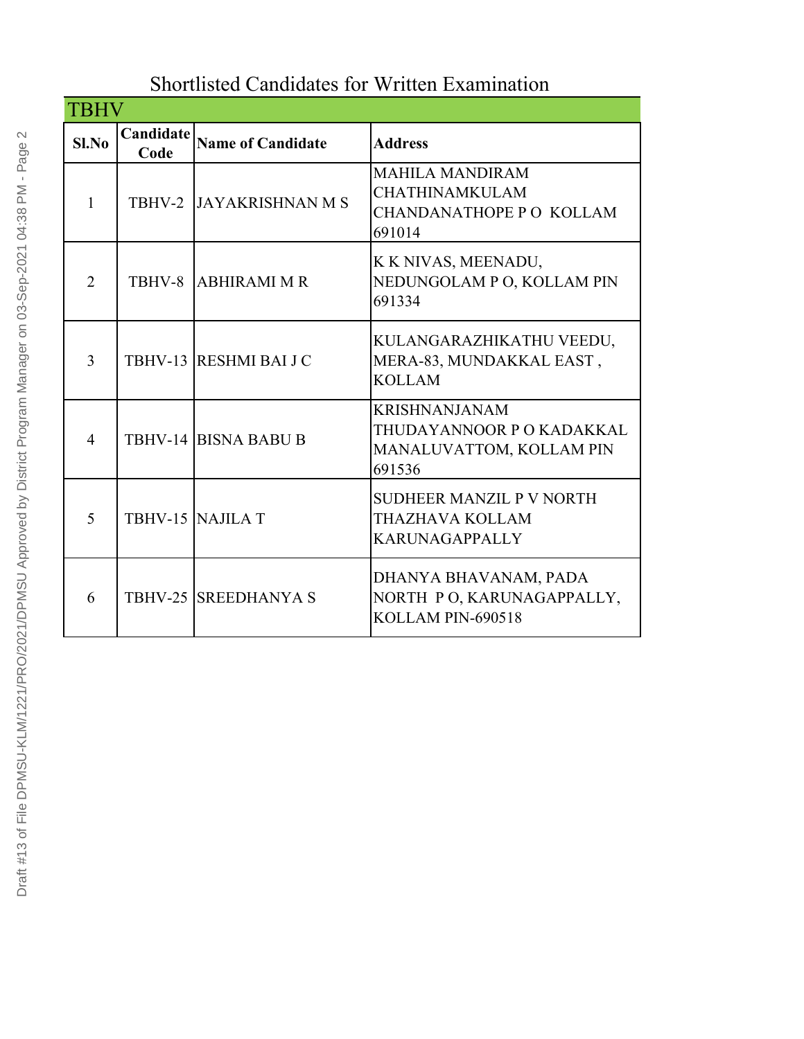## Shortlisted Candidates for Written Examination

### TBHV

| Sl.No | Candidate Code | Name of Candidate | Address |
|---|---|---|---|
| 1 | TBHV-2 | JAYAKRISHNAN M S | MAHILA MANDIRAM CHATHINAMKULAM CHANDANATHOPE P O KOLLAM 691014 |
| 2 | TBHV-8 | ABHIRAMI M R | K K NIVAS, MEENADU, NEDUNGOLAM P O, KOLLAM PIN 691334 |
| 3 | TBHV-13 | RESHMI BAI J C | KULANGARAZHIKATHU VEEDU, MERA-83, MUNDAKKAL EAST , KOLLAM |
| 4 | TBHV-14 | BISNA BABU B | KRISHNANJANAM THUDAYANNOOR P O KADAKKAL MANALUVATTOM, KOLLAM PIN 691536 |
| 5 | TBHV-15 | NAJILA T | SUDHEER MANZIL P V NORTH THAZHAVA KOLLAM KARUNAGAPPALLY |
| 6 | TBHV-25 | SREEDHANYA S | DHANYA BHAVANAM, PADA NORTH P O, KARUNAGAPPALLY, KOLLAM PIN-690518 |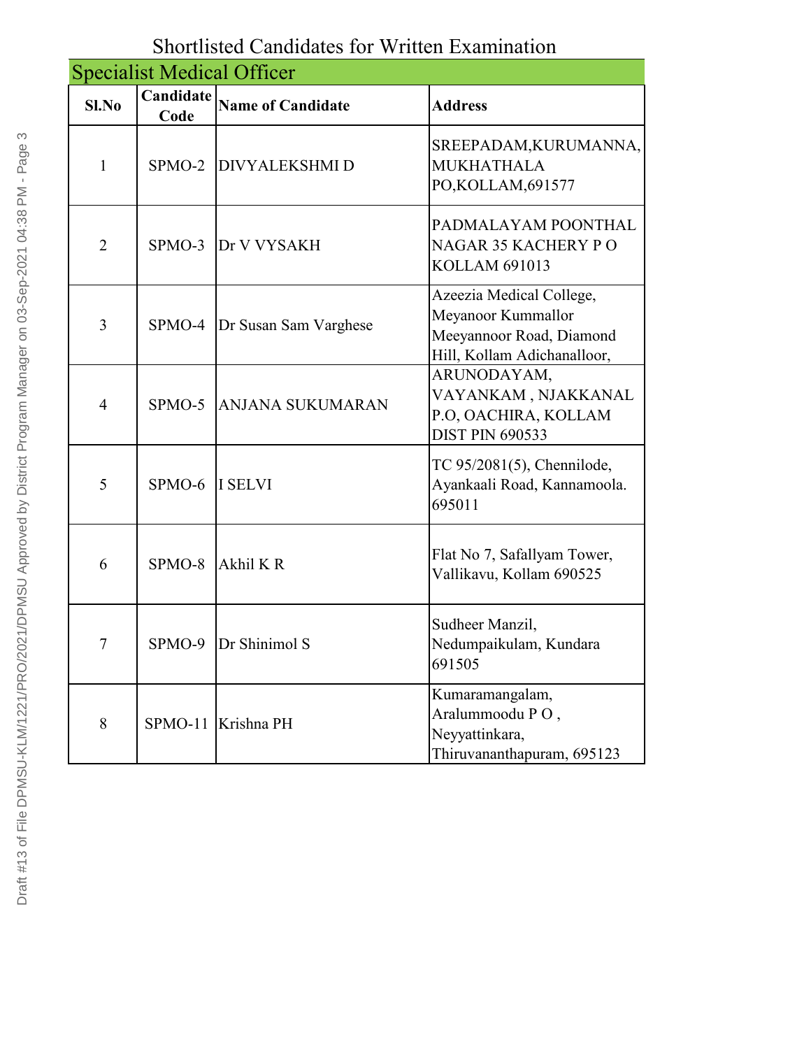# Shortlisted Candidates for Written Examination

## Specialist Medical Officer

| Sl.No | Candidate Code | Name of Candidate | Address |
|---|---|---|---|
| 1 | SPMO-2 | DIVYALEKSHMI D | SREEPADAM,KURUMANNA, MUKHATHALA PO,KOLLAM,691577 |
| 2 | SPMO-3 | Dr V VYSAKH | PADMALAYAM POONTHAL NAGAR 35 KACHERY P O KOLLAM 691013 |
| 3 | SPMO-4 | Dr Susan Sam Varghese | Azeezia Medical College, Meyanoor Kummallor Meeyannoor Road, Diamond Hill, Kollam Adichanalloor, |
| 4 | SPMO-5 | ANJANA SUKUMARAN | ARUNODAYAM, VAYANKAM , NJAKKANAL P.O, OACHIRA, KOLLAM DIST PIN 690533 |
| 5 | SPMO-6 | I SELVI | TC 95/2081(5), Chennilode, Ayankaali Road, Kannamoola. 695011 |
| 6 | SPMO-8 | Akhil K R | Flat No 7, Safallyam Tower, Vallikavu, Kollam 690525 |
| 7 | SPMO-9 | Dr Shinimol S | Sudheer Manzil, Nedumpaikulam, Kundara 691505 |
| 8 | SPMO-11 | Krishna PH | Kumaramangalam, Aralummoodu P O , Neyyattinkara, Thiruvananthapuram, 695123 |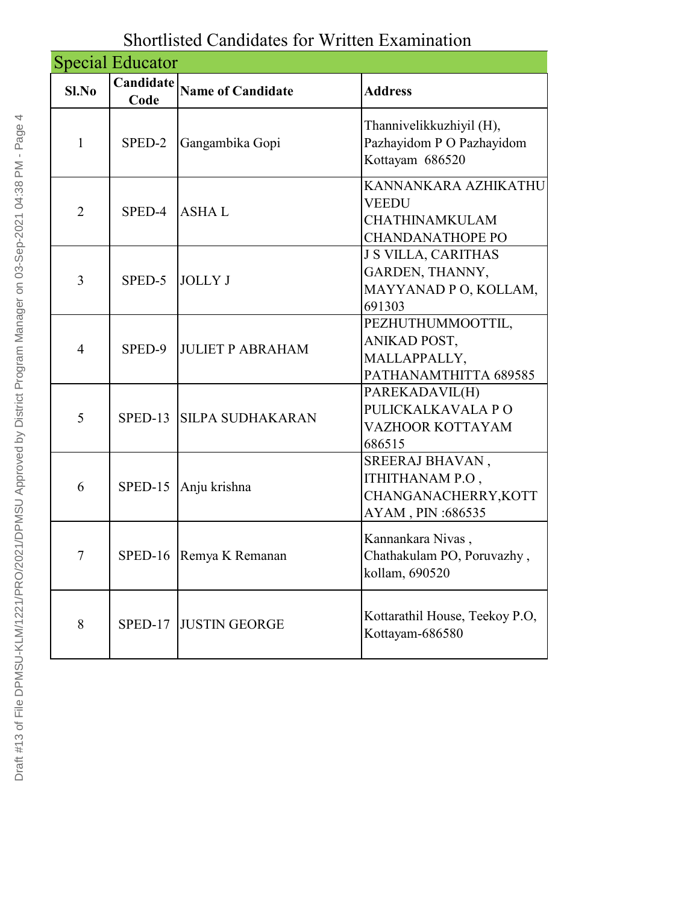# Shortlisted Candidates for Written Examination

## Special Educator

| Sl.No | Candidate Code | Name of Candidate | Address |
|---|---|---|---|
| 1 | SPED-2 | Gangambika Gopi | Thannivelikkuzhiyil (H), Pazhayidom P O Pazhayidom Kottayam 686520 |
| 2 | SPED-4 | ASHA L | KANNANKARA AZHIKATHU VEEDU CHATHINAMKULAM CHANDANATHOPE PO |
| 3 | SPED-5 | JOLLY J | J S VILLA, CARITHAS GARDEN, THANNY, MAYYANAD P O, KOLLAM, 691303 |
| 4 | SPED-9 | JULIET P ABRAHAM | PEZHUTHUMMOOTTIL, ANIKAD POST, MALLAPPALLY, PATHANAMTHITTA 689585 |
| 5 | SPED-13 | SILPA SUDHAKARAN | PAREKADAVIL(H) PULICKALKAVALA P O VAZHOOR KOTTAYAM 686515 |
| 6 | SPED-15 | Anju krishna | SREERAJ BHAVAN , ITHITHANAM P.O , CHANGANACHERRY,KOTTAYAM , PIN :686535 |
| 7 | SPED-16 | Remya K Remanan | Kannankara Nivas , Chathakulam PO, Poruvazhy , kollam, 690520 |
| 8 | SPED-17 | JUSTIN GEORGE | Kottarathil House, Teekoy P.O, Kottayam-686580 |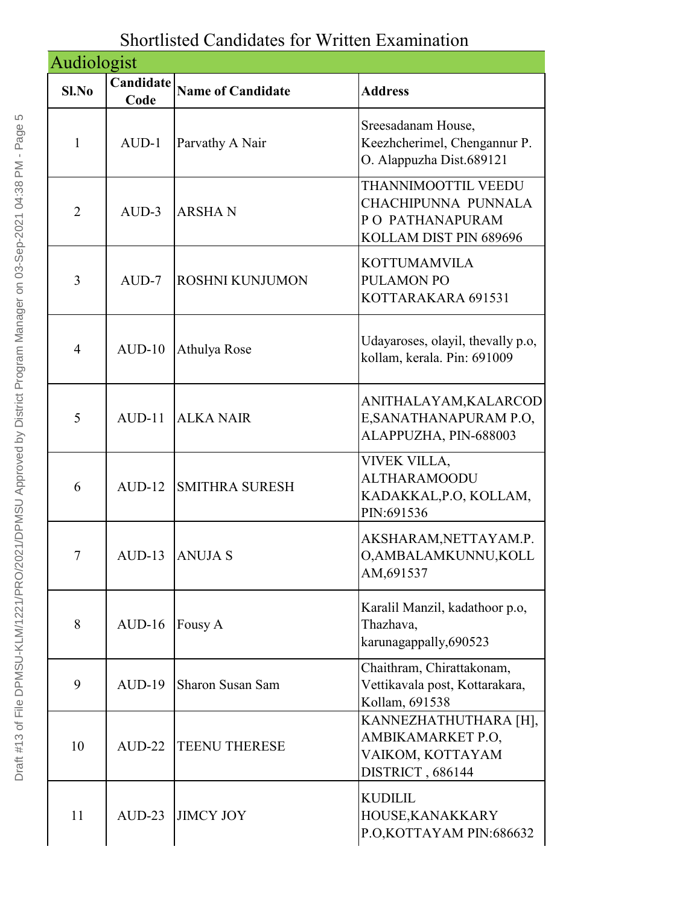# Shortlisted Candidates for Written Examination

## Audiologist

| Sl.No | Candidate Code | Name of Candidate | Address |
|---|---|---|---|
| 1 | AUD-1 | Parvathy A Nair | Sreesadanam House, Keezhcherimel, Chengannur P. O. Alappuzha Dist.689121 |
| 2 | AUD-3 | ARSHA N | THANNIMOOTTIL VEEDU CHACHIPUNNA PUNNALA P O PATHANAPURAM KOLLAM DIST PIN 689696 |
| 3 | AUD-7 | ROSHNI KUNJUMON | KOTTUMAMVILA PULAMON PO KOTTARAKARA 691531 |
| 4 | AUD-10 | Athulya Rose | Udayaroses, olayil, thevally p.o, kollam, kerala. Pin: 691009 |
| 5 | AUD-11 | ALKA NAIR | ANITHALAYAM,KALARCODE,SANATHANAPURAM P.O, ALAPPUZHA, PIN-688003 |
| 6 | AUD-12 | SMITHRA SURESH | VIVEK VILLA, ALTHARAMOODU KADAKKAL,P.O, KOLLAM, PIN:691536 |
| 7 | AUD-13 | ANUJA S | AKSHARAM,NETTAYAM.P.O,AMBALAMKUNNU,KOLLAM,691537 |
| 8 | AUD-16 | Fousy A | Karalil Manzil, kadathoor p.o, Thazhava, karunagappally,690523 |
| 9 | AUD-19 | Sharon Susan Sam | Chaithram, Chirattakonam, Vettikavala post, Kottarakara, Kollam, 691538 |
| 10 | AUD-22 | TEENU THERESE | KANNEZHATHUTHARA [H], AMBIKAMARKET P.O, VAIKOM, KOTTAYAM DISTRICT , 686144 |
| 11 | AUD-23 | JIMCY JOY | KUDILIL HOUSE,KANAKKARY P.O,KOTTAYAM PIN:686632 |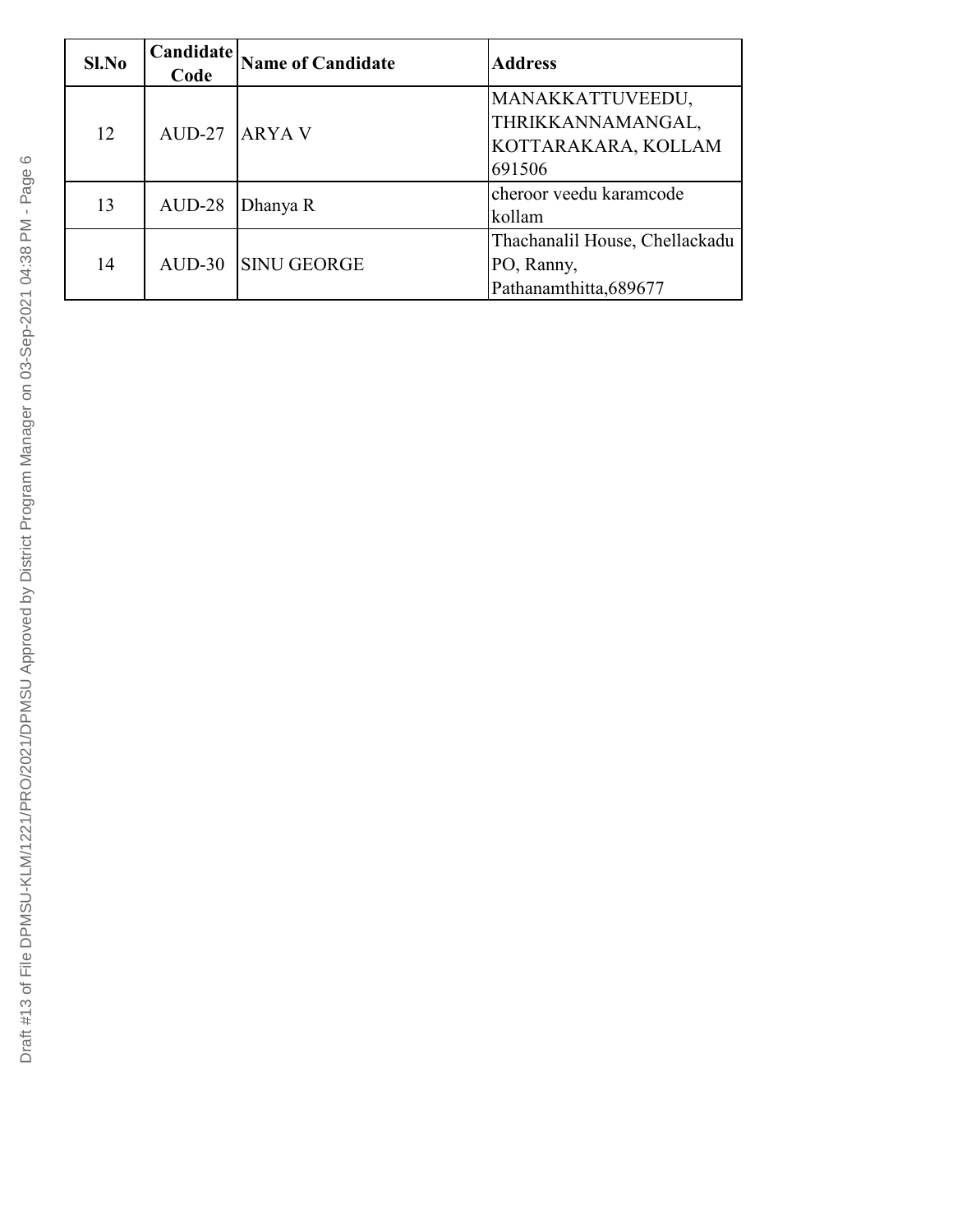| Sl.No | Candidate Code | Name of Candidate | Address |
|---|---|---|---|
| 12 | AUD-27 | ARYA V | MANAKKATTUVEEDU, THRIKKANNAMANGAL, KOTTARAKARA, KOLLAM 691506 |
| 13 | AUD-28 | Dhanya R | cheroor veedu karamcode kollam |
| 14 | AUD-30 | SINU GEORGE | Thachanalil House, Chellackadu PO, Ranny, Pathanamthitta,689677 |